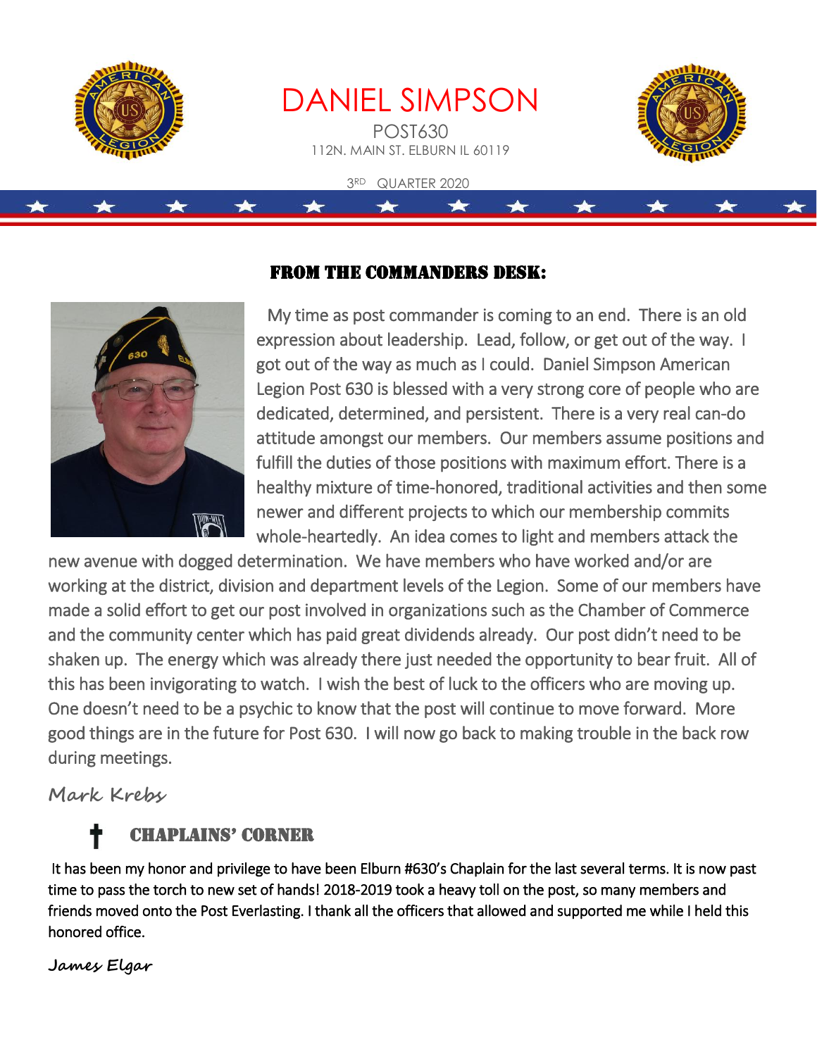# DANIEL SIMPSON

POST630

112N. MAIN ST. ELBURN IL 60119

3RD QUARTER 2020

## FROM THE COMMANDERS DESK:

My time as post commander is coming to an end. There is an old expression about leadership. Lead, follow, or get out of the way. I got out of the way as much as I could. Daniel Simpson American Legion Post 630 is blessed with a very strong core of people who are dedicated, determined, and persistent. There is a very real can-do attitude amongst our members. Our members assume positions and fulfill the duties of those positions with maximum effort. There is a healthy mixture of time-honored, traditional activities and then some newer and different projects to which our membership commits whole-heartedly. An idea comes to light and members attack the new avenue with dogged determination. We have members who have worked and/or are working at the district, division and department levels of the Legion. Some of our members have made a solid effort to get our post involved in organizations such as the Chamber of Commerce and the community center which has paid great dividends already. Our post didn't need to be shaken up. The energy which was already there just needed the opportunity to bear fruit. All of this has been invigorating to watch. I wish the best of luck to the officers who are moving up. One doesn't need to be a psychic to know that the post will continue to move forward. More good things are in the future for Post 630. I will now go back to making trouble in the back row during meetings.

*Mark Krebs*

## † CHAPLAINS' CORNER

It has been my honor and privilege to have been Elburn #630's Chaplain for the last several terms. It is now past time to pass the torch to new set of hands! 2018-2019 took a heavy toll on the post, so many members and friends moved onto the Post Everlasting. I thank all the officers that allowed and supported me while I held this honored office.

***James Elgar***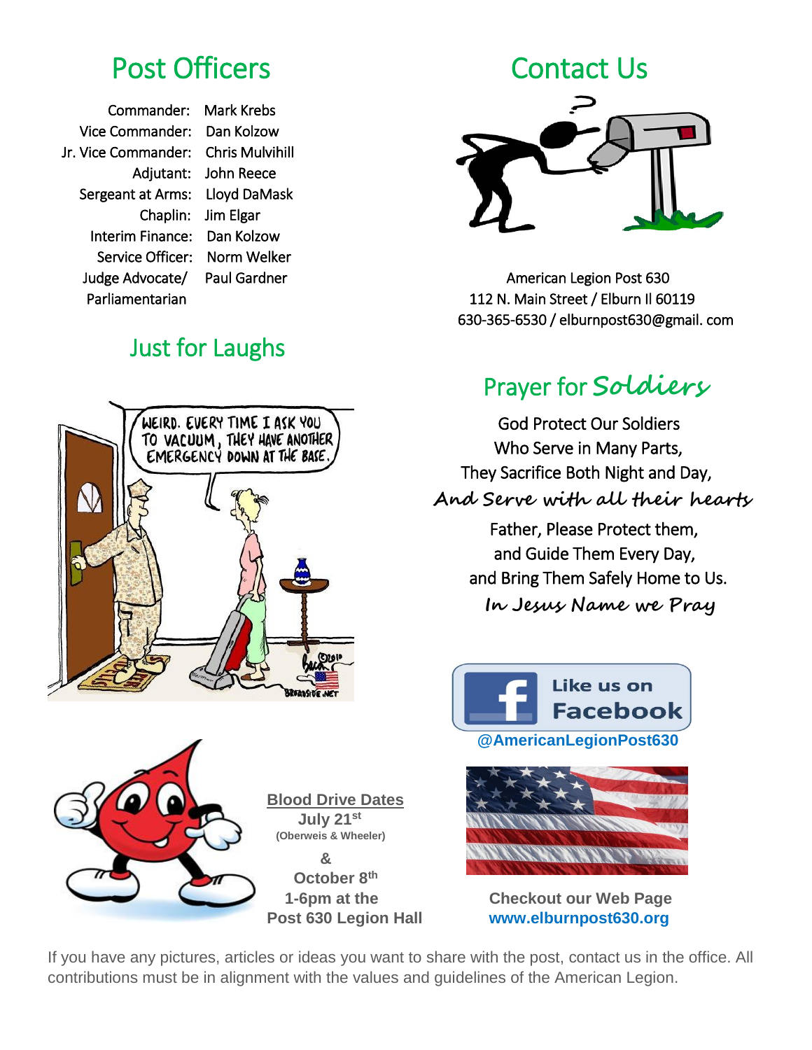## Post Officers

Commander: Mark Krebs
Vice Commander: Dan Kolzow
Jr. Vice Commander: Chris Mulvihill
Adjutant: John Reece
Sergeant at Arms: Lloyd DaMask
Chaplin: Jim Elgar
Interim Finance: Dan Kolzow
Service Officer: Norm Welker
Judge Advocate/ Parliamentarian: Paul Gardner

## Just for Laughs

WEIRD. EVERY TIME I ASK YOU TO VACUUM, THEY HAVE ANOTHER EMERGENCY DOWN AT THE BASE.

**Blood Drive Dates**

**July 21st**
**(Oberweis & Wheeler)**

**&**

**October 8th**
**1-6pm at the**
**Post 630 Legion Hall**

## Contact Us

American Legion Post 630
112 N. Main Street / Elburn Il 60119
630-365-6530 / elburnpost630@gmail. com

## Prayer for *Soldiers*

God Protect Our Soldiers
Who Serve in Many Parts,
They Sacrifice Both Night and Day,
*And Serve with all their hearts*
Father, Please Protect them,
and Guide Them Every Day,
and Bring Them Safely Home to Us.
*In Jesus Name we Pray*

Like us on Facebook
**@AmericanLegionPost630**

**Checkout our Web Page**
**www.elburnpost630.org**

If you have any pictures, articles or ideas you want to share with the post, contact us in the office. All contributions must be in alignment with the values and guidelines of the American Legion.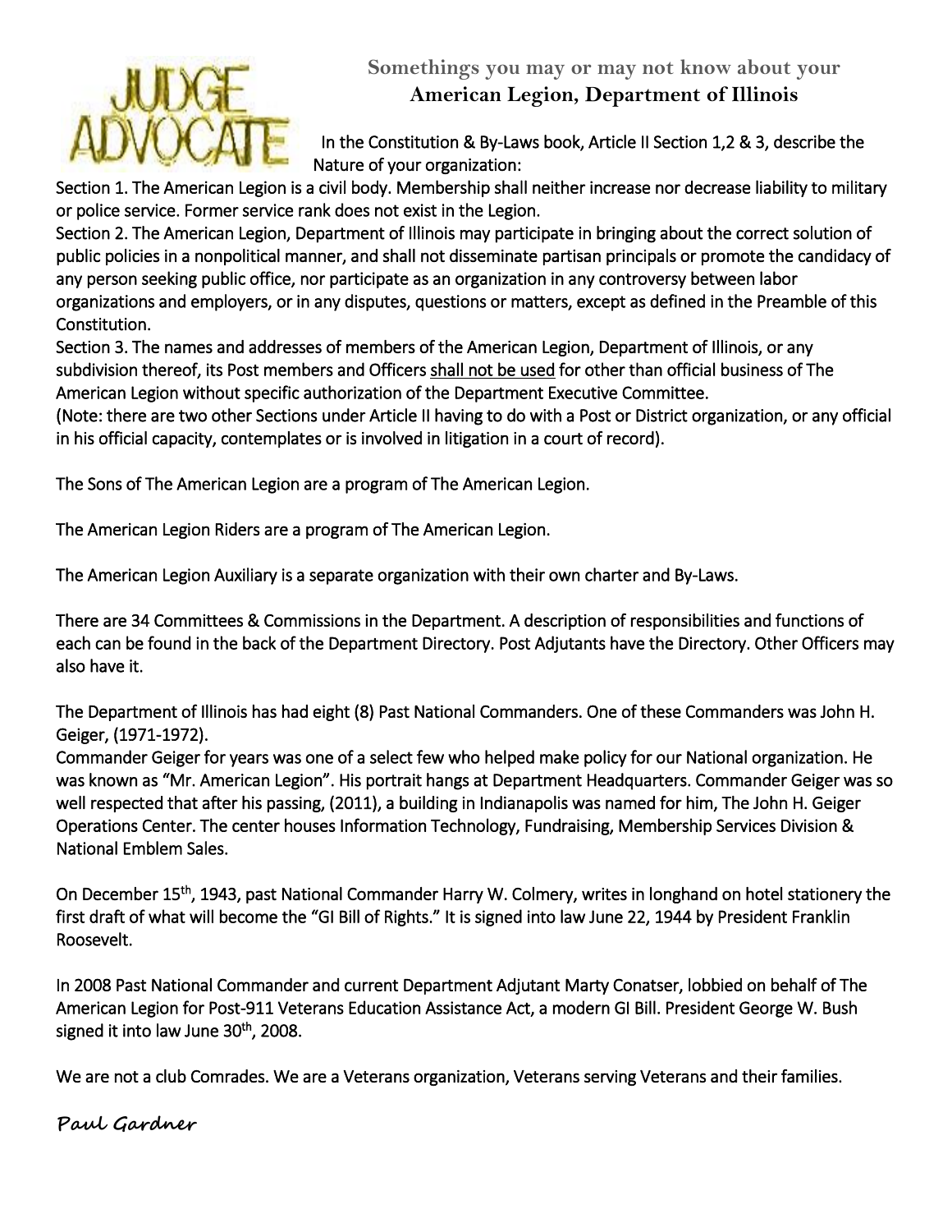JUDGE ADVOCATE

## Somethings you may or may not know about your **American Legion, Department of Illinois**

In the Constitution & By-Laws book, Article II Section 1,2 & 3, describe the Nature of your organization:

Section 1. The American Legion is a civil body. Membership shall neither increase nor decrease liability to military or police service. Former service rank does not exist in the Legion.

Section 2. The American Legion, Department of Illinois may participate in bringing about the correct solution of public policies in a nonpolitical manner, and shall not disseminate partisan principals or promote the candidacy of any person seeking public office, nor participate as an organization in any controversy between labor organizations and employers, or in any disputes, questions or matters, except as defined in the Preamble of this Constitution.

Section 3. The names and addresses of members of the American Legion, Department of Illinois, or any subdivision thereof, its Post members and Officers <u>shall not be used</u> for other than official business of The American Legion without specific authorization of the Department Executive Committee.

(Note: there are two other Sections under Article II having to do with a Post or District organization, or any official in his official capacity, contemplates or is involved in litigation in a court of record).

The Sons of The American Legion are a program of The American Legion.

The American Legion Riders are a program of The American Legion.

The American Legion Auxiliary is a separate organization with their own charter and By-Laws.

There are 34 Committees & Commissions in the Department. A description of responsibilities and functions of each can be found in the back of the Department Directory. Post Adjutants have the Directory. Other Officers may also have it.

The Department of Illinois has had eight (8) Past National Commanders. One of these Commanders was John H. Geiger, (1971-1972).

Commander Geiger for years was one of a select few who helped make policy for our National organization. He was known as "Mr. American Legion". His portrait hangs at Department Headquarters. Commander Geiger was so well respected that after his passing, (2011), a building in Indianapolis was named for him, The John H. Geiger Operations Center. The center houses Information Technology, Fundraising, Membership Services Division & National Emblem Sales.

On December 15th, 1943, past National Commander Harry W. Colmery, writes in longhand on hotel stationery the first draft of what will become the "GI Bill of Rights." It is signed into law June 22, 1944 by President Franklin Roosevelt.

In 2008 Past National Commander and current Department Adjutant Marty Conatser, lobbied on behalf of The American Legion for Post-911 Veterans Education Assistance Act, a modern GI Bill. President George W. Bush signed it into law June 30th, 2008.

We are not a club Comrades. We are a Veterans organization, Veterans serving Veterans and their families.

*Paul Gardner*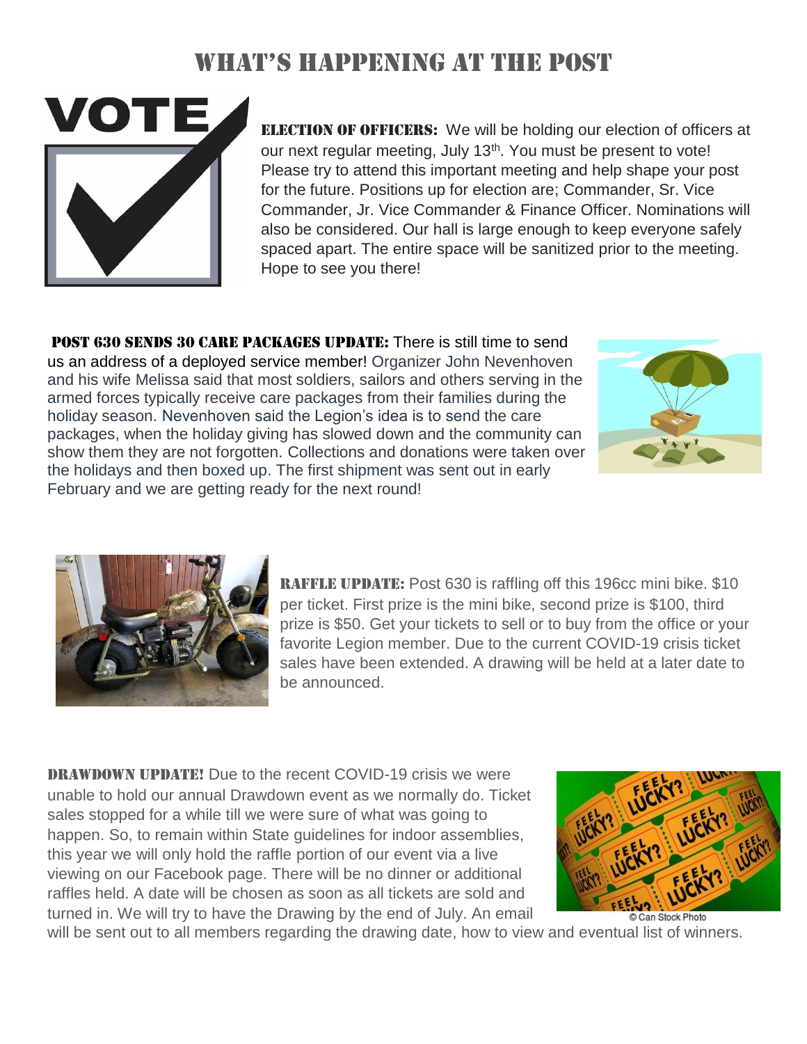# What's Happening at the Post

**Election of Officers:** We will be holding our election of officers at our next regular meeting, July 13th. You must be present to vote! Please try to attend this important meeting and help shape your post for the future. Positions up for election are; Commander, Sr. Vice Commander, Jr. Vice Commander & Finance Officer. Nominations will also be considered. Our hall is large enough to keep everyone safely spaced apart. The entire space will be sanitized prior to the meeting. Hope to see you there!

**Post 630 Sends 30 Care Packages Update:** There is still time to send us an address of a deployed service member! Organizer John Nevenhoven and his wife Melissa said that most soldiers, sailors and others serving in the armed forces typically receive care packages from their families during the holiday season. Nevenhoven said the Legion's idea is to send the care packages, when the holiday giving has slowed down and the community can show them they are not forgotten. Collections and donations were taken over the holidays and then boxed up. The first shipment was sent out in early February and we are getting ready for the next round!

**Raffle Update:** Post 630 is raffling off this 196cc mini bike. $10 per ticket. First prize is the mini bike, second prize is $100, third prize is $50. Get your tickets to sell or to buy from the office or your favorite Legion member. Due to the current COVID-19 crisis ticket sales have been extended. A drawing will be held at a later date to be announced.

**Drawdown Update!** Due to the recent COVID-19 crisis we were unable to hold our annual Drawdown event as we normally do. Ticket sales stopped for a while till we were sure of what was going to happen. So, to remain within State guidelines for indoor assemblies, this year we will only hold the raffle portion of our event via a live viewing on our Facebook page. There will be no dinner or additional raffles held. A date will be chosen as soon as all tickets are sold and turned in. We will try to have the Drawing by the end of July. An email will be sent out to all members regarding the drawing date, how to view and eventual list of winners.

© Can Stock Photo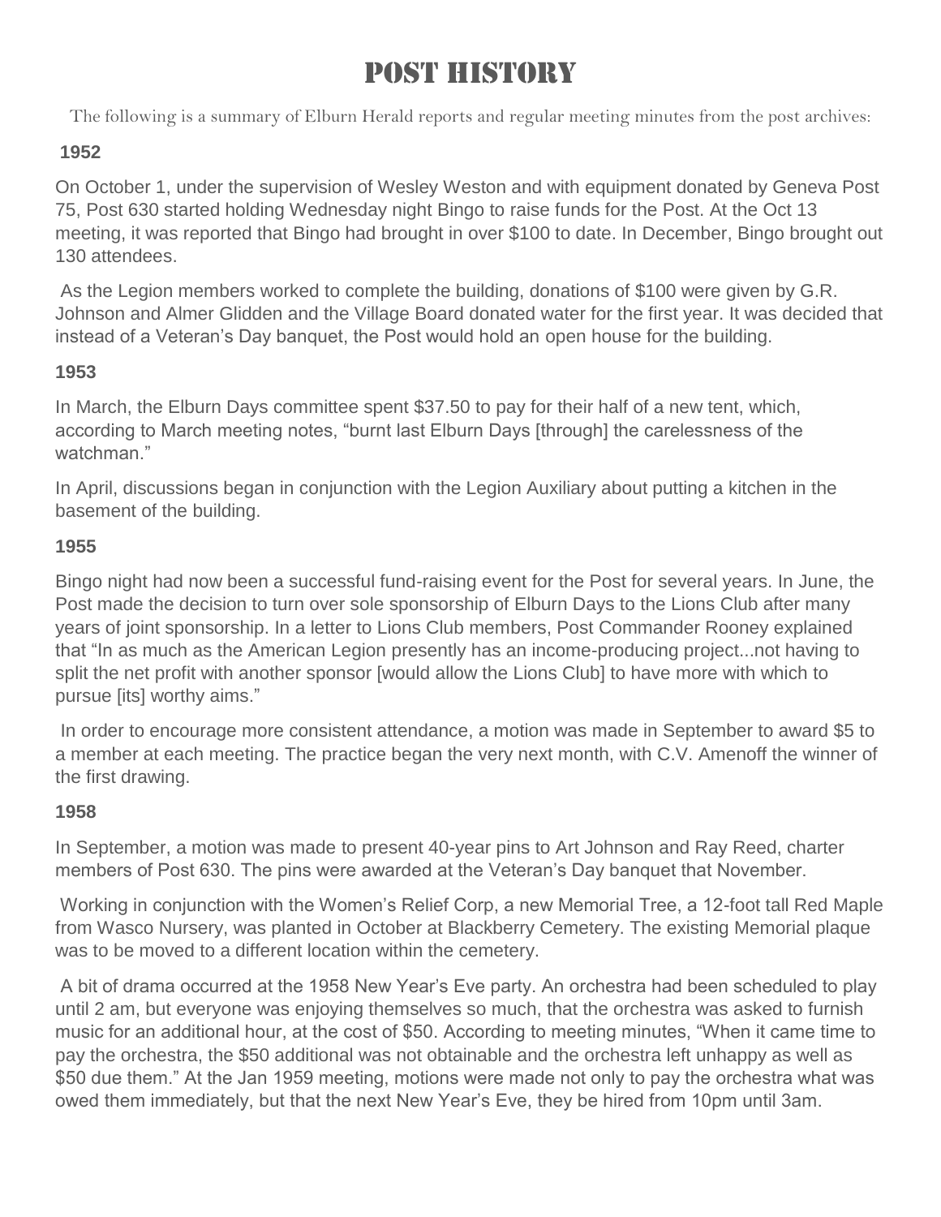# POST HISTORY

The following is a summary of Elburn Herald reports and regular meeting minutes from the post archives:

**1952**

On October 1, under the supervision of Wesley Weston and with equipment donated by Geneva Post 75, Post 630 started holding Wednesday night Bingo to raise funds for the Post. At the Oct 13 meeting, it was reported that Bingo had brought in over $100 to date. In December, Bingo brought out 130 attendees.

As the Legion members worked to complete the building, donations of $100 were given by G.R. Johnson and Almer Glidden and the Village Board donated water for the first year. It was decided that instead of a Veteran's Day banquet, the Post would hold an open house for the building.

**1953**

In March, the Elburn Days committee spent $37.50 to pay for their half of a new tent, which, according to March meeting notes, "burnt last Elburn Days [through] the carelessness of the watchman."

In April, discussions began in conjunction with the Legion Auxiliary about putting a kitchen in the basement of the building.

**1955**

Bingo night had now been a successful fund-raising event for the Post for several years. In June, the Post made the decision to turn over sole sponsorship of Elburn Days to the Lions Club after many years of joint sponsorship. In a letter to Lions Club members, Post Commander Rooney explained that "In as much as the American Legion presently has an income-producing project...not having to split the net profit with another sponsor [would allow the Lions Club] to have more with which to pursue [its] worthy aims."

In order to encourage more consistent attendance, a motion was made in September to award $5 to a member at each meeting. The practice began the very next month, with C.V. Amenoff the winner of the first drawing.

**1958**

In September, a motion was made to present 40-year pins to Art Johnson and Ray Reed, charter members of Post 630. The pins were awarded at the Veteran's Day banquet that November.

Working in conjunction with the Women's Relief Corp, a new Memorial Tree, a 12-foot tall Red Maple from Wasco Nursery, was planted in October at Blackberry Cemetery. The existing Memorial plaque was to be moved to a different location within the cemetery.

A bit of drama occurred at the 1958 New Year's Eve party. An orchestra had been scheduled to play until 2 am, but everyone was enjoying themselves so much, that the orchestra was asked to furnish music for an additional hour, at the cost of $50. According to meeting minutes, "When it came time to pay the orchestra, the $50 additional was not obtainable and the orchestra left unhappy as well as $50 due them." At the Jan 1959 meeting, motions were made not only to pay the orchestra what was owed them immediately, but that the next New Year's Eve, they be hired from 10pm until 3am.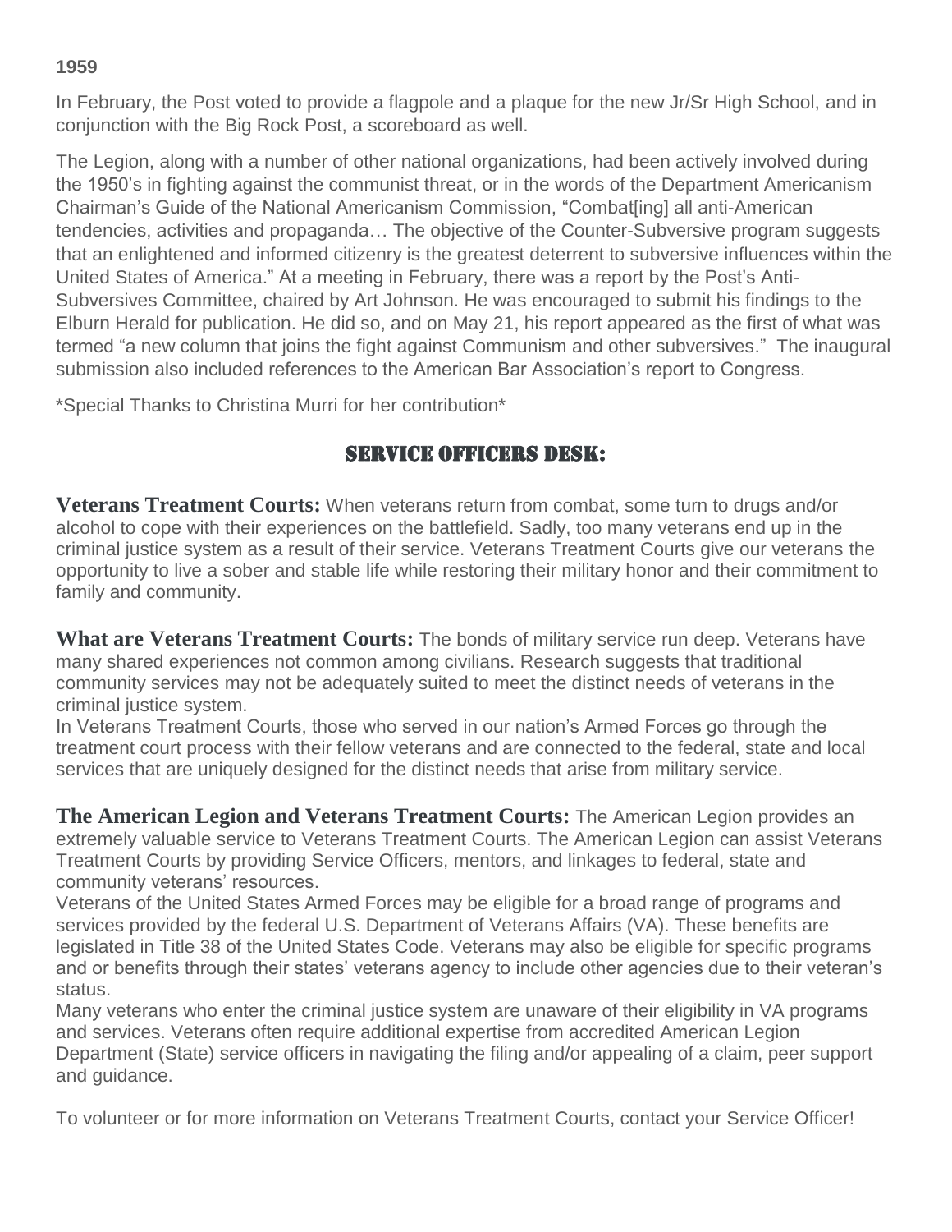**1959**

In February, the Post voted to provide a flagpole and a plaque for the new Jr/Sr High School, and in conjunction with the Big Rock Post, a scoreboard as well.

The Legion, along with a number of other national organizations, had been actively involved during the 1950's in fighting against the communist threat, or in the words of the Department Americanism Chairman's Guide of the National Americanism Commission, "Combat[ing] all anti-American tendencies, activities and propaganda… The objective of the Counter-Subversive program suggests that an enlightened and informed citizenry is the greatest deterrent to subversive influences within the United States of America." At a meeting in February, there was a report by the Post's Anti-Subversives Committee, chaired by Art Johnson. He was encouraged to submit his findings to the Elburn Herald for publication. He did so, and on May 21, his report appeared as the first of what was termed "a new column that joins the fight against Communism and other subversives." The inaugural submission also included references to the American Bar Association's report to Congress.

*Special Thanks to Christina Murri for her contribution*

## SERVICE OFFICERS DESK:

**Veterans Treatment Courts:** When veterans return from combat, some turn to drugs and/or alcohol to cope with their experiences on the battlefield. Sadly, too many veterans end up in the criminal justice system as a result of their service. Veterans Treatment Courts give our veterans the opportunity to live a sober and stable life while restoring their military honor and their commitment to family and community.

**What are Veterans Treatment Courts:** The bonds of military service run deep. Veterans have many shared experiences not common among civilians. Research suggests that traditional community services may not be adequately suited to meet the distinct needs of veterans in the criminal justice system.

In Veterans Treatment Courts, those who served in our nation's Armed Forces go through the treatment court process with their fellow veterans and are connected to the federal, state and local services that are uniquely designed for the distinct needs that arise from military service.

**The American Legion and Veterans Treatment Courts:** The American Legion provides an extremely valuable service to Veterans Treatment Courts. The American Legion can assist Veterans Treatment Courts by providing Service Officers, mentors, and linkages to federal, state and community veterans' resources.

Veterans of the United States Armed Forces may be eligible for a broad range of programs and services provided by the federal U.S. Department of Veterans Affairs (VA). These benefits are legislated in Title 38 of the United States Code. Veterans may also be eligible for specific programs and or benefits through their states' veterans agency to include other agencies due to their veteran's status.

Many veterans who enter the criminal justice system are unaware of their eligibility in VA programs and services. Veterans often require additional expertise from accredited American Legion Department (State) service officers in navigating the filing and/or appealing of a claim, peer support and guidance.

To volunteer or for more information on Veterans Treatment Courts, contact your Service Officer!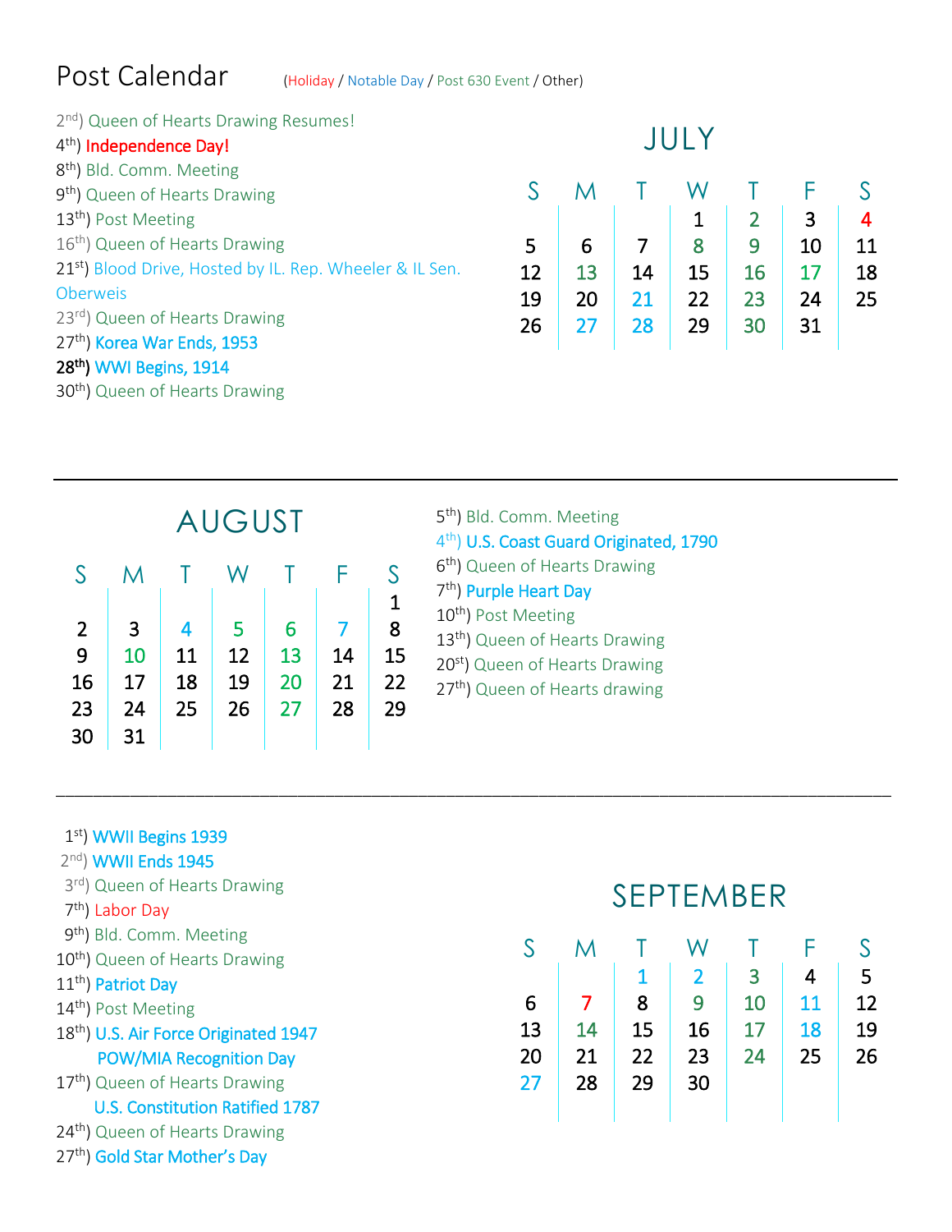# Post Calendar

(Holiday / Notable Day / Post 630 Event / Other)

2nd) Queen of Hearts Drawing Resumes!
4th) **Independence Day!**
8th) Bld. Comm. Meeting
9th) Queen of Hearts Drawing
13th) Post Meeting
16th) Queen of Hearts Drawing
21st) Blood Drive, Hosted by IL. Rep. Wheeler & IL Sen. Oberweis
23rd) Queen of Hearts Drawing
27th) **Korea War Ends, 1953**
28th) **WWI Begins, 1914**
30th) Queen of Hearts Drawing

## JULY

| S | M | T | W | T | F | S |
|---|---|---|---|---|---|---|
| | | | 1 | 2 | 3 | 4 |
| 5 | 6 | 7 | 8 | 9 | 10 | 11 |
| 12 | 13 | 14 | 15 | 16 | 17 | 18 |
| 19 | 20 | 21 | 22 | 23 | 24 | 25 |
| 26 | 27 | 28 | 29 | 30 | 31 | |

---

## AUGUST

| S | M | T | W | T | F | S |
|---|---|---|---|---|---|---|
| | | | | | | 1 |
| 2 | 3 | 4 | 5 | 6 | 7 | 8 |
| 9 | 10 | 11 | 12 | 13 | 14 | 15 |
| 16 | 17 | 18 | 19 | 20 | 21 | 22 |
| 23 | 24 | 25 | 26 | 27 | 28 | 29 |
| 30 | 31 | | | | | |

5th) Bld. Comm. Meeting
4th) **U.S. Coast Guard Originated, 1790**
6th) Queen of Hearts Drawing
7th) **Purple Heart Day**
10th) Post Meeting
13th) Queen of Hearts Drawing
20st) Queen of Hearts Drawing
27th) Queen of Hearts drawing

---

1st) **WWII Begins 1939**
2nd) **WWII Ends 1945**
3rd) Queen of Hearts Drawing
7th) Labor Day
9th) Bld. Comm. Meeting
10th) Queen of Hearts Drawing
11th) **Patriot Day**
14th) Post Meeting
18th) **U.S. Air Force Originated 1947**
**POW/MIA Recognition Day**
17th) Queen of Hearts Drawing
**U.S. Constitution Ratified 1787**
24th) Queen of Hearts Drawing
27th) **Gold Star Mother's Day**

## SEPTEMBER

| S | M | T | W | T | F | S |
|---|---|---|---|---|---|---|
| | | 1 | 2 | 3 | 4 | 5 |
| 6 | 7 | 8 | 9 | 10 | 11 | 12 |
| 13 | 14 | 15 | 16 | 17 | 18 | 19 |
| 20 | 21 | 22 | 23 | 24 | 25 | 26 |
| 27 | 28 | 29 | 30 | | | |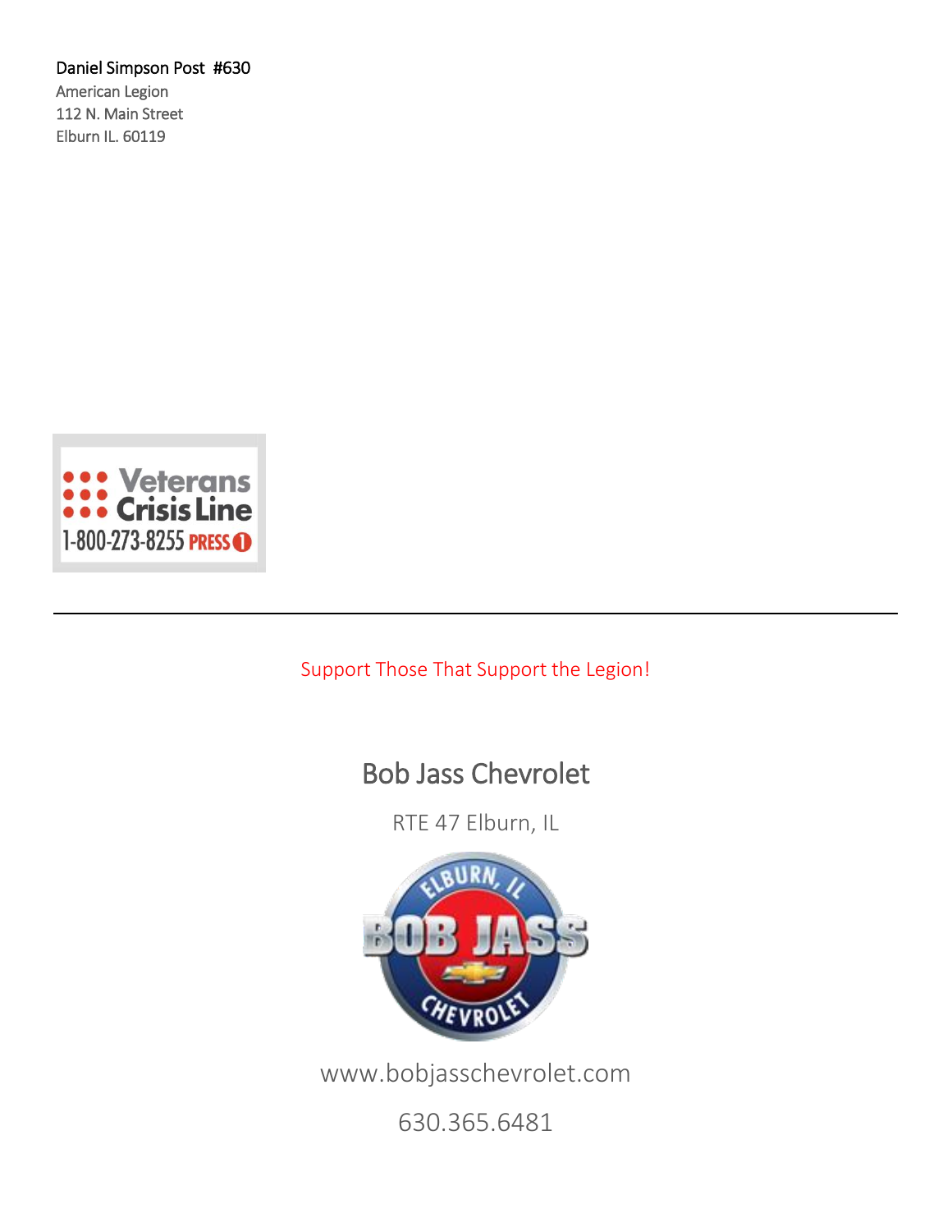Daniel Simpson Post #630
American Legion
112 N. Main Street
Elburn IL. 60119

Veterans Crisis Line
1-800-273-8255 PRESS 1

---

Support Those That Support the Legion!

Bob Jass Chevrolet

RTE 47 Elburn, IL

ELBURN, IL BOB JASS CHEVROLET

www.bobjasschevrolet.com

630.365.6481